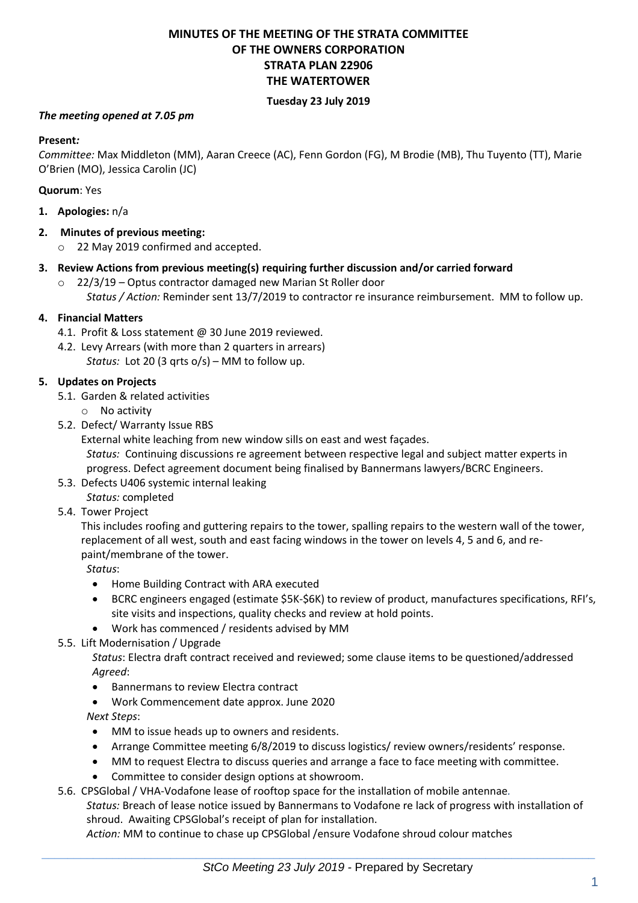# MINUTES OF THE MEETING OF THE STRATA COMMITTEE OF THE OWNERS CORPORATION STRATA PLAN 22906 THE WATERTOWER

**Tuesday 23 July 2019**

***The meeting opened at 7.05 pm***

**Present*:***
*Committee:* Max Middleton (MM), Aaran Creece (AC), Fenn Gordon (FG), M Brodie (MB), Thu Tuyento (TT), Marie O'Brien (MO), Jessica Carolin (JC)

**Quorum**: Yes

1. **Apologies:** n/a
2. **Minutes of previous meeting:**
   - 22 May 2019 confirmed and accepted.
3. **Review Actions from previous meeting(s) requiring further discussion and/or carried forward**
   - 22/3/19 – Optus contractor damaged new Marian St Roller door
     *Status / Action:* Reminder sent 13/7/2019 to contractor re insurance reimbursement. MM to follow up.
4. **Financial Matters**
   - 4.1. Profit & Loss statement @ 30 June 2019 reviewed.
   - 4.2. Levy Arrears (with more than 2 quarters in arrears)
     *Status:* Lot 20 (3 qrts o/s) – MM to follow up.
5. **Updates on Projects**
   - 5.1. Garden & related activities
     - No activity
   - 5.2. Defect/ Warranty Issue RBS
     External white leaching from new window sills on east and west façades.
     *Status:* Continuing discussions re agreement between respective legal and subject matter experts in progress. Defect agreement document being finalised by Bannermans lawyers/BCRC Engineers.
   - 5.3. Defects U406 systemic internal leaking
     *Status:* completed
   - 5.4. Tower Project
     This includes roofing and guttering repairs to the tower, spalling repairs to the western wall of the tower, replacement of all west, south and east facing windows in the tower on levels 4, 5 and 6, and re-paint/membrane of the tower.
     *Status*:
     - Home Building Contract with ARA executed
     - BCRC engineers engaged (estimate $5K-$6K) to review of product, manufactures specifications, RFI's, site visits and inspections, quality checks and review at hold points.
     - Work has commenced / residents advised by MM
   - 5.5. Lift Modernisation / Upgrade
     *Status*: Electra draft contract received and reviewed; some clause items to be questioned/addressed
     *Agreed*:
     - Bannermans to review Electra contract
     - Work Commencement date approx. June 2020

     *Next Steps*:
     - MM to issue heads up to owners and residents.
     - Arrange Committee meeting 6/8/2019 to discuss logistics/ review owners/residents' response.
     - MM to request Electra to discuss queries and arrange a face to face meeting with committee.
     - Committee to consider design options at showroom.
   - 5.6. CPSGlobal / VHA-Vodafone lease of rooftop space for the installation of mobile antennae.
     *Status:* Breach of lease notice issued by Bannermans to Vodafone re lack of progress with installation of shroud. Awaiting CPSGlobal's receipt of plan for installation.
     *Action:* MM to continue to chase up CPSGlobal /ensure Vodafone shroud colour matches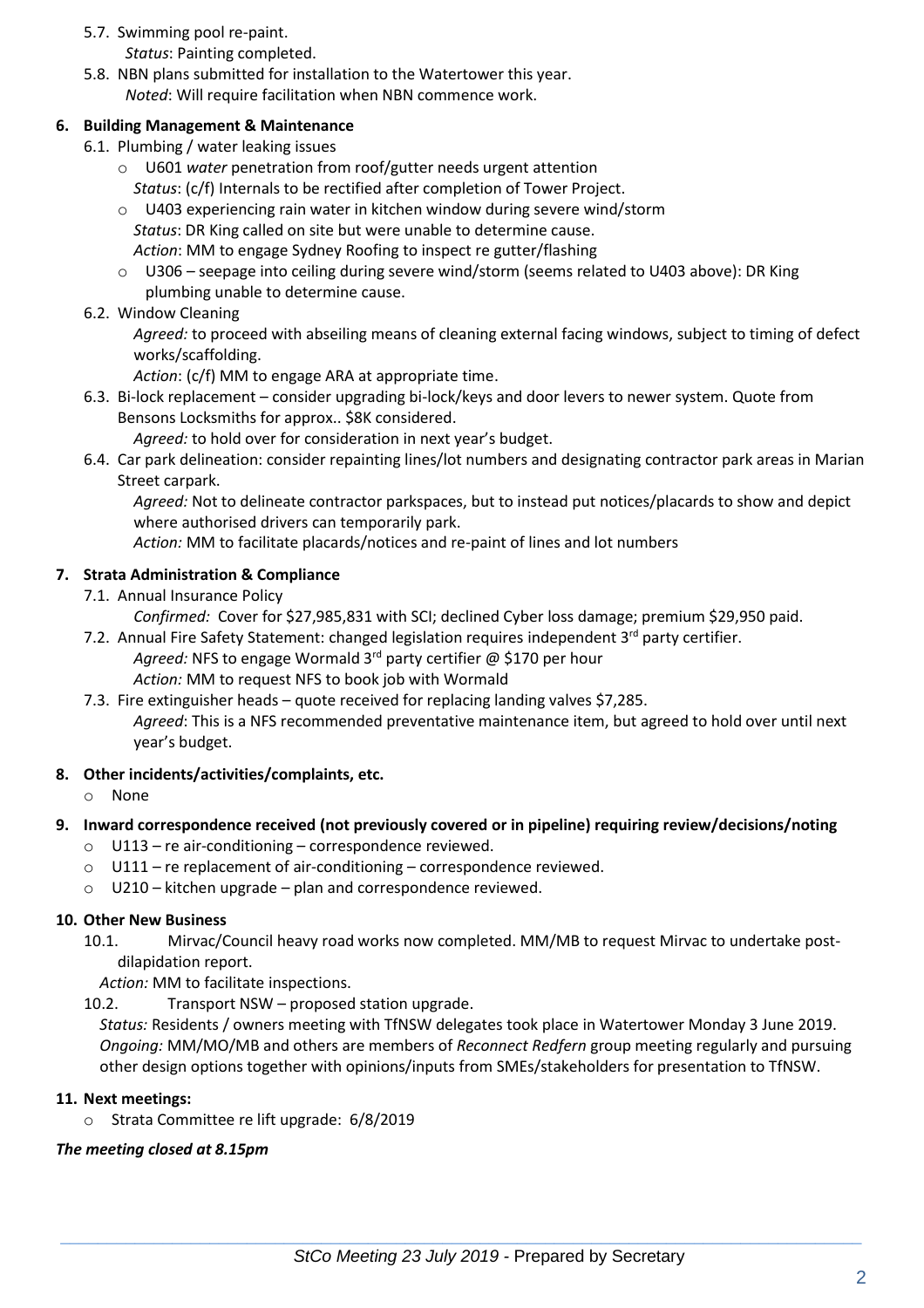5.7. Swimming pool re-paint.
   *Status*: Painting completed.

5.8. NBN plans submitted for installation to the Watertower this year.
   *Noted*: Will require facilitation when NBN commence work.

**6. Building Management & Maintenance**

6.1. Plumbing / water leaking issues

- U601 *water* penetration from roof/gutter needs urgent attention
  *Status*: (c/f) Internals to be rectified after completion of Tower Project.
- U403 experiencing rain water in kitchen window during severe wind/storm
  *Status*: DR King called on site but were unable to determine cause.
  *Action*: MM to engage Sydney Roofing to inspect re gutter/flashing
- U306 – seepage into ceiling during severe wind/storm (seems related to U403 above): DR King plumbing unable to determine cause.

6.2. Window Cleaning
   *Agreed:* to proceed with abseiling means of cleaning external facing windows, subject to timing of defect works/scaffolding.
   *Action*: (c/f) MM to engage ARA at appropriate time.

6.3. Bi-lock replacement – consider upgrading bi-lock/keys and door levers to newer system. Quote from Bensons Locksmiths for approx.. $8K considered.
   *Agreed:* to hold over for consideration in next year's budget.

6.4. Car park delineation: consider repainting lines/lot numbers and designating contractor park areas in Marian Street carpark.
   *Agreed:* Not to delineate contractor parkspaces, but to instead put notices/placards to show and depict where authorised drivers can temporarily park.
   *Action:* MM to facilitate placards/notices and re-paint of lines and lot numbers

**7. Strata Administration & Compliance**

7.1. Annual Insurance Policy
   *Confirmed:* Cover for $27,985,831 with SCI; declined Cyber loss damage; premium $29,950 paid.

7.2. Annual Fire Safety Statement: changed legislation requires independent 3rd party certifier.
   *Agreed:* NFS to engage Wormald 3rd party certifier @ $170 per hour
   *Action:* MM to request NFS to book job with Wormald

7.3. Fire extinguisher heads – quote received for replacing landing valves $7,285.
   *Agreed*: This is a NFS recommended preventative maintenance item, but agreed to hold over until next year's budget.

**8. Other incidents/activities/complaints, etc.**

- None

**9. Inward correspondence received (not previously covered or in pipeline) requiring review/decisions/noting**

- U113 – re air-conditioning – correspondence reviewed.
- U111 – re replacement of air-conditioning – correspondence reviewed.
- U210 – kitchen upgrade – plan and correspondence reviewed.

**10. Other New Business**

10.1. Mirvac/Council heavy road works now completed. MM/MB to request Mirvac to undertake post-dilapidation report.
   *Action:* MM to facilitate inspections.

10.2. Transport NSW – proposed station upgrade.
   *Status:* Residents / owners meeting with TfNSW delegates took place in Watertower Monday 3 June 2019.
   *Ongoing:* MM/MO/MB and others are members of *Reconnect Redfern* group meeting regularly and pursuing other design options together with opinions/inputs from SMEs/stakeholders for presentation to TfNSW.

**11. Next meetings:**

- Strata Committee re lift upgrade: 6/8/2019

***The meeting closed at 8.15pm***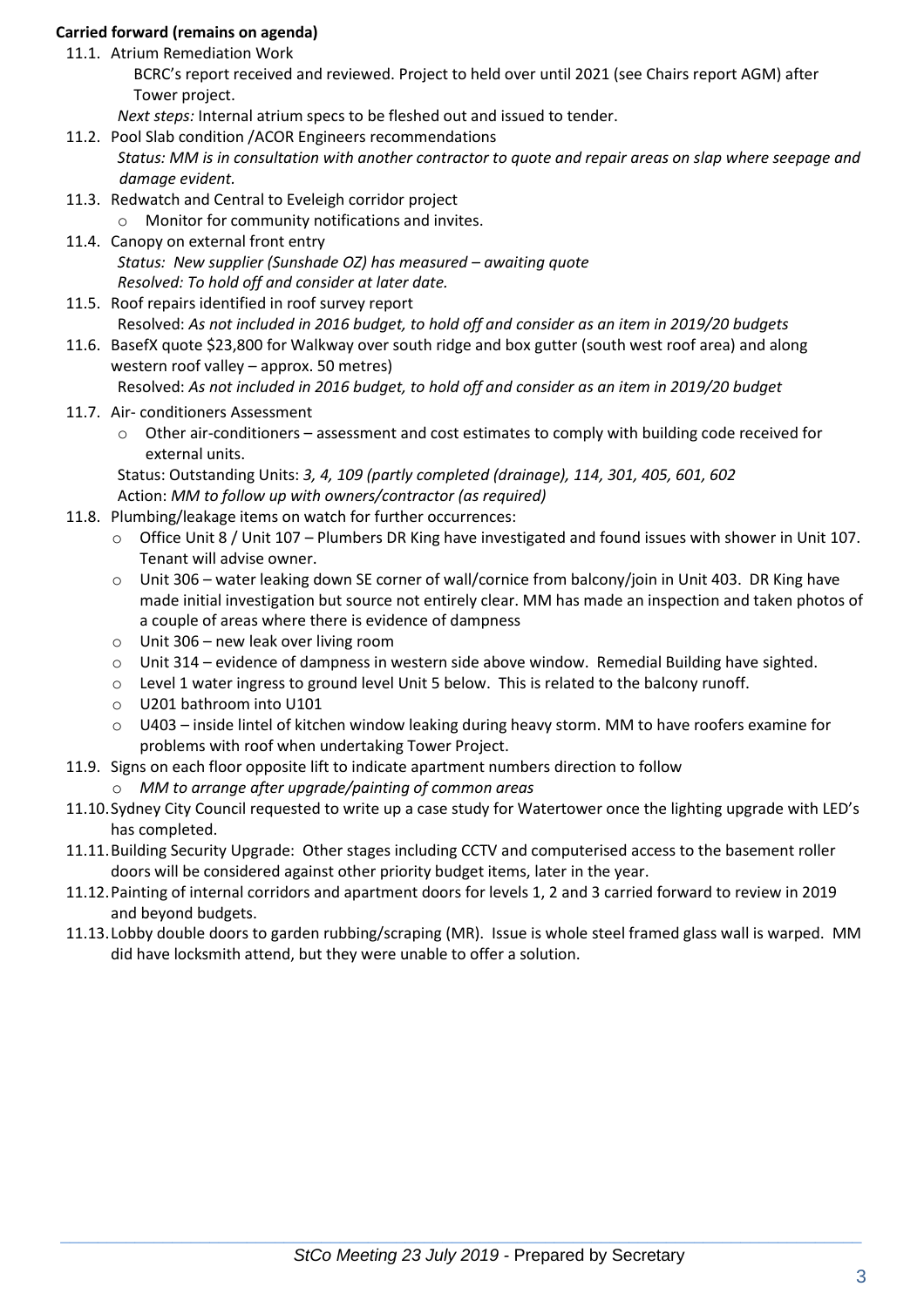**Carried forward (remains on agenda)**

11.1. Atrium Remediation Work

BCRC's report received and reviewed. Project to held over until 2021 (see Chairs report AGM) after Tower project.

*Next steps:* Internal atrium specs to be fleshed out and issued to tender.

11.2. Pool Slab condition /ACOR Engineers recommendations

*Status: MM is in consultation with another contractor to quote and repair areas on slap where seepage and damage evident.*

11.3. Redwatch and Central to Eveleigh corridor project

- Monitor for community notifications and invites.

11.4. Canopy on external front entry

*Status: New supplier (Sunshade OZ) has measured – awaiting quote*

*Resolved: To hold off and consider at later date.*

11.5. Roof repairs identified in roof survey report

Resolved: *As not included in 2016 budget, to hold off and consider as an item in 2019/20 budgets*

11.6. BasefX quote $23,800 for Walkway over south ridge and box gutter (south west roof area) and along western roof valley – approx. 50 metres)

Resolved: *As not included in 2016 budget, to hold off and consider as an item in 2019/20 budget*

11.7. Air- conditioners Assessment

- Other air-conditioners – assessment and cost estimates to comply with building code received for external units.

Status: Outstanding Units: *3, 4, 109 (partly completed (drainage), 114, 301, 405, 601, 602*

Action: *MM to follow up with owners/contractor (as required)*

11.8. Plumbing/leakage items on watch for further occurrences:

- Office Unit 8 / Unit 107 – Plumbers DR King have investigated and found issues with shower in Unit 107. Tenant will advise owner.
- Unit 306 – water leaking down SE corner of wall/cornice from balcony/join in Unit 403. DR King have made initial investigation but source not entirely clear. MM has made an inspection and taken photos of a couple of areas where there is evidence of dampness
- Unit 306 – new leak over living room
- Unit 314 – evidence of dampness in western side above window. Remedial Building have sighted.
- Level 1 water ingress to ground level Unit 5 below. This is related to the balcony runoff.
- U201 bathroom into U101
- U403 – inside lintel of kitchen window leaking during heavy storm. MM to have roofers examine for problems with roof when undertaking Tower Project.

11.9. Signs on each floor opposite lift to indicate apartment numbers direction to follow

- *MM to arrange after upgrade/painting of common areas*

11.10. Sydney City Council requested to write up a case study for Watertower once the lighting upgrade with LED's has completed.

11.11. Building Security Upgrade: Other stages including CCTV and computerised access to the basement roller doors will be considered against other priority budget items, later in the year.

11.12. Painting of internal corridors and apartment doors for levels 1, 2 and 3 carried forward to review in 2019 and beyond budgets.

11.13. Lobby double doors to garden rubbing/scraping (MR). Issue is whole steel framed glass wall is warped. MM did have locksmith attend, but they were unable to offer a solution.